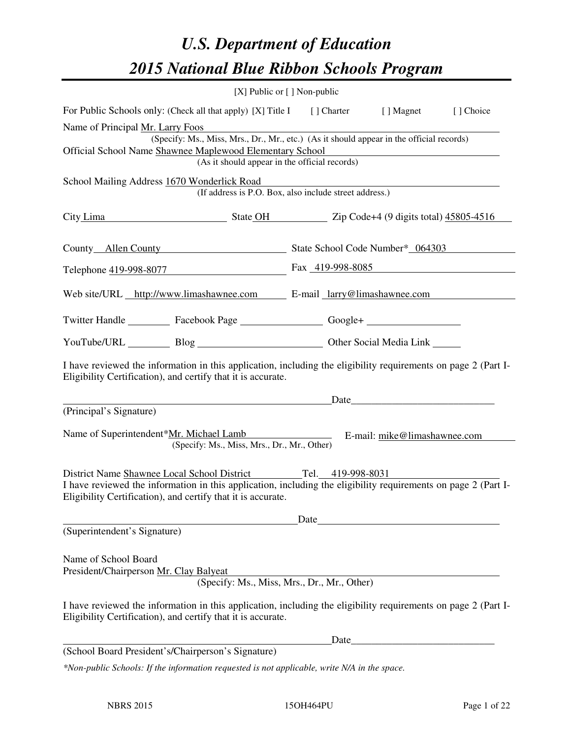# *U.S. Department of Education*

# *2015 National Blue Ribbon Schools Program*

[X] Public or [ ] Non-public

For Public Schools only: (Check all that apply) [X] Title I [ ] Charter [ ] Magnet [ ] Choice

Name of Principal Mr. Larry Foos

(Specify: Ms., Miss, Mrs., Dr., Mr., etc.) (As it should appear in the official records)

Official School Name Shawnee Maplewood Elementary School

(As it should appear in the official records)

School Mailing Address 1670 Wonderlick Road

(If address is P.O. Box, also include street address.)

City Lima State OH Zip Code+4 (9 digits total) 45805-4516

County Allen County State School Code Number* 064303

Telephone 419-998-8077 Fax 419-998-8085

Web site/URL http://www.limashawnee.com E-mail larry@limashawnee.com

Twitter Handle ________ Facebook Page ________ Google+ ________

YouTube/URL ________ Blog ________ Other Social Media Link ________

I have reviewed the information in this application, including the eligibility requirements on page 2 (Part I-Eligibility Certification), and certify that it is accurate.

_______________________________ Date_______________

(Principal's Signature)

Name of Superintendent*Mr. Michael Lamb E-mail: mike@limashawnee.com

(Specify: Ms., Miss, Mrs., Dr., Mr., Other)

District Name Shawnee Local School District Tel. 419-998-8031

I have reviewed the information in this application, including the eligibility requirements on page 2 (Part I-Eligibility Certification), and certify that it is accurate.

_______________________________ Date_______________

(Superintendent's Signature)

Name of School Board
President/Chairperson Mr. Clay Balyeat

(Specify: Ms., Miss, Mrs., Dr., Mr., Other)

I have reviewed the information in this application, including the eligibility requirements on page 2 (Part I-Eligibility Certification), and certify that it is accurate.

_______________________________ Date_______________

(School Board President's/Chairperson's Signature)

*\*Non-public Schools: If the information requested is not applicable, write N/A in the space.*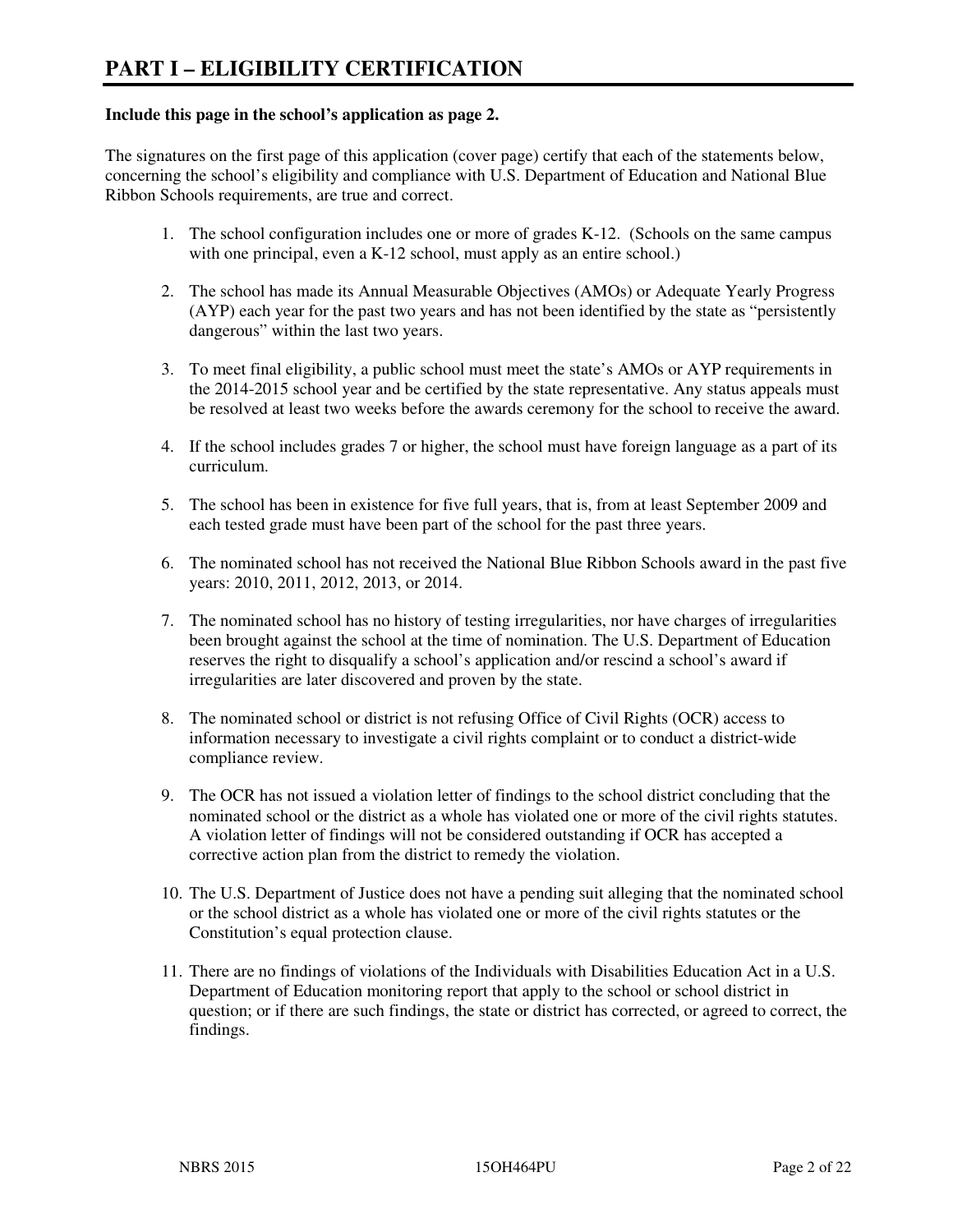# PART I – ELIGIBILITY CERTIFICATION

**Include this page in the school's application as page 2.**

The signatures on the first page of this application (cover page) certify that each of the statements below, concerning the school's eligibility and compliance with U.S. Department of Education and National Blue Ribbon Schools requirements, are true and correct.

1. The school configuration includes one or more of grades K-12. (Schools on the same campus with one principal, even a K-12 school, must apply as an entire school.)

2. The school has made its Annual Measurable Objectives (AMOs) or Adequate Yearly Progress (AYP) each year for the past two years and has not been identified by the state as "persistently dangerous" within the last two years.

3. To meet final eligibility, a public school must meet the state's AMOs or AYP requirements in the 2014-2015 school year and be certified by the state representative. Any status appeals must be resolved at least two weeks before the awards ceremony for the school to receive the award.

4. If the school includes grades 7 or higher, the school must have foreign language as a part of its curriculum.

5. The school has been in existence for five full years, that is, from at least September 2009 and each tested grade must have been part of the school for the past three years.

6. The nominated school has not received the National Blue Ribbon Schools award in the past five years: 2010, 2011, 2012, 2013, or 2014.

7. The nominated school has no history of testing irregularities, nor have charges of irregularities been brought against the school at the time of nomination. The U.S. Department of Education reserves the right to disqualify a school's application and/or rescind a school's award if irregularities are later discovered and proven by the state.

8. The nominated school or district is not refusing Office of Civil Rights (OCR) access to information necessary to investigate a civil rights complaint or to conduct a district-wide compliance review.

9. The OCR has not issued a violation letter of findings to the school district concluding that the nominated school or the district as a whole has violated one or more of the civil rights statutes. A violation letter of findings will not be considered outstanding if OCR has accepted a corrective action plan from the district to remedy the violation.

10. The U.S. Department of Justice does not have a pending suit alleging that the nominated school or the school district as a whole has violated one or more of the civil rights statutes or the Constitution's equal protection clause.

11. There are no findings of violations of the Individuals with Disabilities Education Act in a U.S. Department of Education monitoring report that apply to the school or school district in question; or if there are such findings, the state or district has corrected, or agreed to correct, the findings.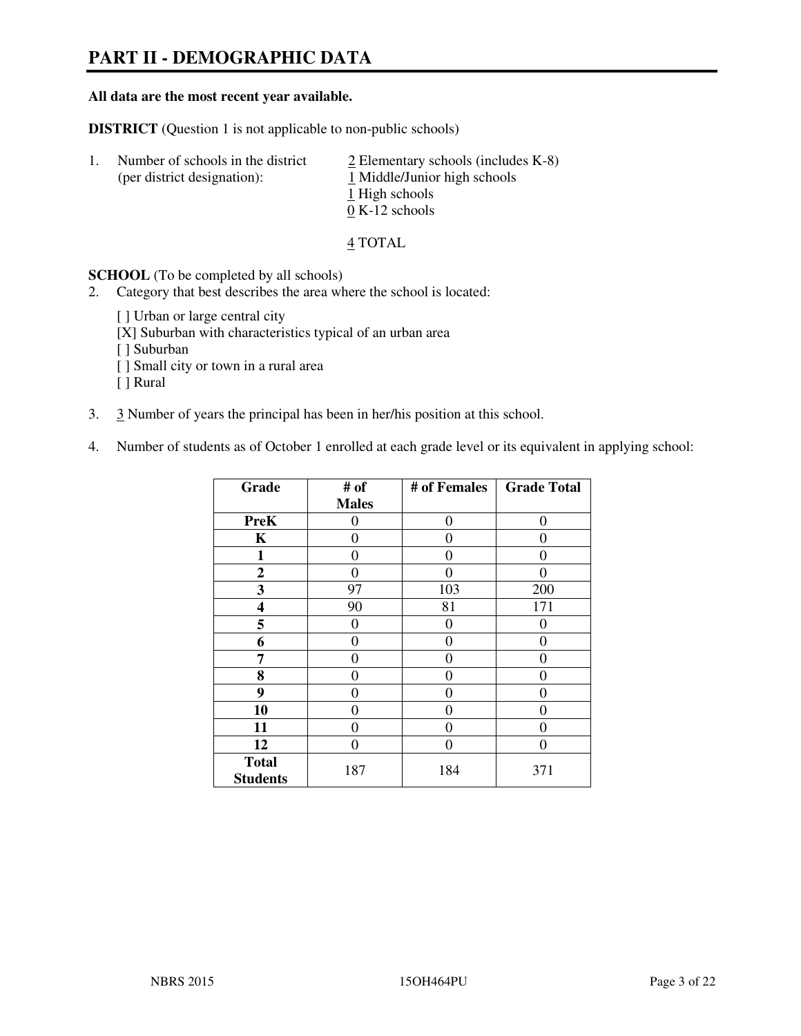# PART II - DEMOGRAPHIC DATA

**All data are the most recent year available.**

**DISTRICT** (Question 1 is not applicable to non-public schools)

1. Number of schools in the district (per district designation):
   - 2 Elementary schools (includes K-8)
   - 1 Middle/Junior high schools
   - 1 High schools
   - 0 K-12 schools

   4 TOTAL

**SCHOOL** (To be completed by all schools)

2. Category that best describes the area where the school is located:

   [ ] Urban or large central city
   [X] Suburban with characteristics typical of an urban area
   [ ] Suburban
   [ ] Small city or town in a rural area
   [ ] Rural

3. 3 Number of years the principal has been in her/his position at this school.

4. Number of students as of October 1 enrolled at each grade level or its equivalent in applying school:

| Grade | # of Males | # of Females | Grade Total |
|---|---|---|---|
| **PreK** | 0 | 0 | 0 |
| **K** | 0 | 0 | 0 |
| **1** | 0 | 0 | 0 |
| **2** | 0 | 0 | 0 |
| **3** | 97 | 103 | 200 |
| **4** | 90 | 81 | 171 |
| **5** | 0 | 0 | 0 |
| **6** | 0 | 0 | 0 |
| **7** | 0 | 0 | 0 |
| **8** | 0 | 0 | 0 |
| **9** | 0 | 0 | 0 |
| **10** | 0 | 0 | 0 |
| **11** | 0 | 0 | 0 |
| **12** | 0 | 0 | 0 |
| **Total Students** | 187 | 184 | 371 |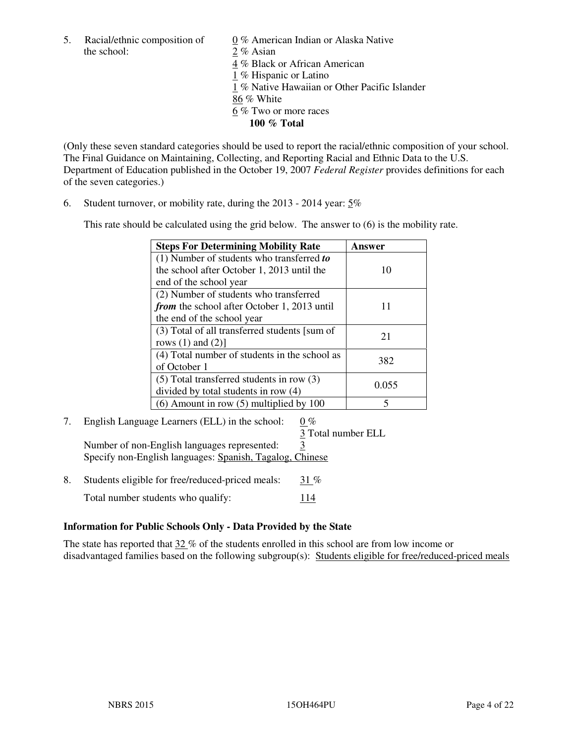5. Racial/ethnic composition of the school:

0 % American Indian or Alaska Native
2 % Asian
4 % Black or African American
1 % Hispanic or Latino
1 % Native Hawaiian or Other Pacific Islander
86 % White
6 % Two or more races
**100 % Total**

(Only these seven standard categories should be used to report the racial/ethnic composition of your school. The Final Guidance on Maintaining, Collecting, and Reporting Racial and Ethnic Data to the U.S. Department of Education published in the October 19, 2007 *Federal Register* provides definitions for each of the seven categories.)

6. Student turnover, or mobility rate, during the 2013 - 2014 year: 5%

This rate should be calculated using the grid below. The answer to (6) is the mobility rate.

| **Steps For Determining Mobility Rate** | **Answer** |
|---|---|
| (1) Number of students who transferred ***to*** the school after October 1, 2013 until the end of the school year | 10 |
| (2) Number of students who transferred ***from*** the school after October 1, 2013 until the end of the school year | 11 |
| (3) Total of all transferred students [sum of rows (1) and (2)] | 21 |
| (4) Total number of students in the school as of October 1 | 382 |
| (5) Total transferred students in row (3) divided by total students in row (4) | 0.055 |
| (6) Amount in row (5) multiplied by 100 | 5 |

7. English Language Learners (ELL) in the school: 0 %
3 Total number ELL
Number of non-English languages represented: 3
Specify non-English languages: Spanish, Tagalog, Chinese

8. Students eligible for free/reduced-priced meals: 31 %
Total number students who qualify: 114

**Information for Public Schools Only - Data Provided by the State**

The state has reported that 32 % of the students enrolled in this school are from low income or disadvantaged families based on the following subgroup(s): Students eligible for free/reduced-priced meals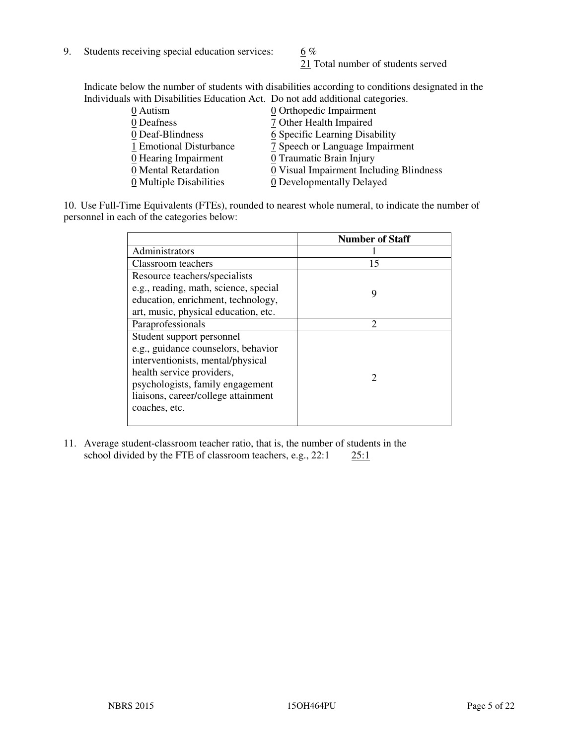9. Students receiving special education services: 6 %
   21 Total number of students served

   Indicate below the number of students with disabilities according to conditions designated in the Individuals with Disabilities Education Act. Do not add additional categories.

   0 Autism
   0 Deafness
   0 Deaf-Blindness
   1 Emotional Disturbance
   0 Hearing Impairment
   0 Mental Retardation
   0 Multiple Disabilities
   0 Orthopedic Impairment
   7 Other Health Impaired
   6 Specific Learning Disability
   7 Speech or Language Impairment
   0 Traumatic Brain Injury
   0 Visual Impairment Including Blindness
   0 Developmentally Delayed

10. Use Full-Time Equivalents (FTEs), rounded to nearest whole numeral, to indicate the number of personnel in each of the categories below:

| | Number of Staff |
|---|---|
| Administrators | 1 |
| Classroom teachers | 15 |
| Resource teachers/specialists e.g., reading, math, science, special education, enrichment, technology, art, music, physical education, etc. | 9 |
| Paraprofessionals | 2 |
| Student support personnel e.g., guidance counselors, behavior interventionists, mental/physical health service providers, psychologists, family engagement liaisons, career/college attainment coaches, etc. | 2 |

11. Average student-classroom teacher ratio, that is, the number of students in the school divided by the FTE of classroom teachers, e.g., 22:1 25:1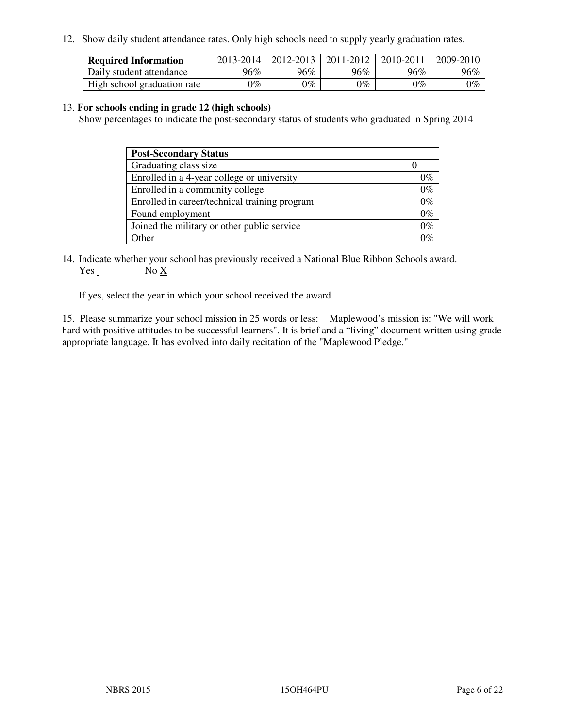12. Show daily student attendance rates. Only high schools need to supply yearly graduation rates.

| **Required Information** | 2013-2014 | 2012-2013 | 2011-2012 | 2010-2011 | 2009-2010 |
| --- | --- | --- | --- | --- | --- |
| Daily student attendance | 96% | 96% | 96% | 96% | 96% |
| High school graduation rate | 0% | 0% | 0% | 0% | 0% |

13. **For schools ending in grade 12 (high schools)**
Show percentages to indicate the post-secondary status of students who graduated in Spring 2014

| **Post-Secondary Status** | |
| --- | --- |
| Graduating class size | 0 |
| Enrolled in a 4-year college or university | 0% |
| Enrolled in a community college | 0% |
| Enrolled in career/technical training program | 0% |
| Found employment | 0% |
| Joined the military or other public service | 0% |
| Other | 0% |

14. Indicate whether your school has previously received a National Blue Ribbon Schools award.
Yes _ No X

If yes, select the year in which your school received the award.

15. Please summarize your school mission in 25 words or less: Maplewood's mission is: "We will work hard with positive attitudes to be successful learners". It is brief and a "living" document written using grade appropriate language. It has evolved into daily recitation of the "Maplewood Pledge."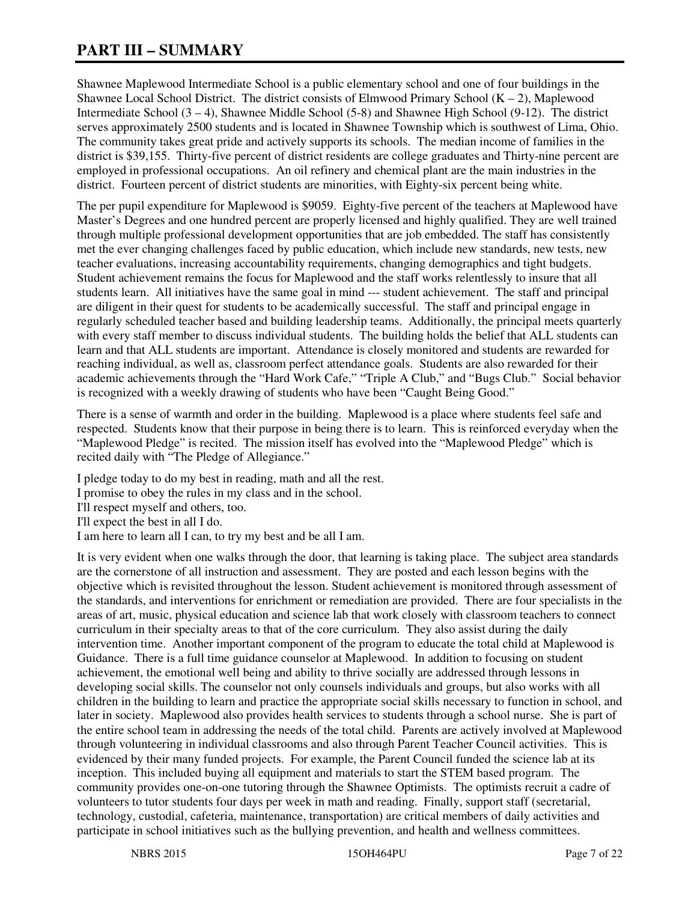# PART III – SUMMARY

Shawnee Maplewood Intermediate School is a public elementary school and one of four buildings in the Shawnee Local School District. The district consists of Elmwood Primary School (K – 2), Maplewood Intermediate School (3 – 4), Shawnee Middle School (5-8) and Shawnee High School (9-12). The district serves approximately 2500 students and is located in Shawnee Township which is southwest of Lima, Ohio. The community takes great pride and actively supports its schools. The median income of families in the district is $39,155. Thirty-five percent of district residents are college graduates and Thirty-nine percent are employed in professional occupations. An oil refinery and chemical plant are the main industries in the district. Fourteen percent of district students are minorities, with Eighty-six percent being white.

The per pupil expenditure for Maplewood is $9059. Eighty-five percent of the teachers at Maplewood have Master's Degrees and one hundred percent are properly licensed and highly qualified. They are well trained through multiple professional development opportunities that are job embedded. The staff has consistently met the ever changing challenges faced by public education, which include new standards, new tests, new teacher evaluations, increasing accountability requirements, changing demographics and tight budgets. Student achievement remains the focus for Maplewood and the staff works relentlessly to insure that all students learn. All initiatives have the same goal in mind --- student achievement. The staff and principal are diligent in their quest for students to be academically successful. The staff and principal engage in regularly scheduled teacher based and building leadership teams. Additionally, the principal meets quarterly with every staff member to discuss individual students. The building holds the belief that ALL students can learn and that ALL students are important. Attendance is closely monitored and students are rewarded for reaching individual, as well as, classroom perfect attendance goals. Students are also rewarded for their academic achievements through the "Hard Work Cafe," "Triple A Club," and "Bugs Club." Social behavior is recognized with a weekly drawing of students who have been "Caught Being Good."

There is a sense of warmth and order in the building. Maplewood is a place where students feel safe and respected. Students know that their purpose in being there is to learn. This is reinforced everyday when the "Maplewood Pledge" is recited. The mission itself has evolved into the "Maplewood Pledge" which is recited daily with "The Pledge of Allegiance."

I pledge today to do my best in reading, math and all the rest.  
I promise to obey the rules in my class and in the school.  
I'll respect myself and others, too.  
I'll expect the best in all I do.  
I am here to learn all I can, to try my best and be all I am.

It is very evident when one walks through the door, that learning is taking place. The subject area standards are the cornerstone of all instruction and assessment. They are posted and each lesson begins with the objective which is revisited throughout the lesson. Student achievement is monitored through assessment of the standards, and interventions for enrichment or remediation are provided. There are four specialists in the areas of art, music, physical education and science lab that work closely with classroom teachers to connect curriculum in their specialty areas to that of the core curriculum. They also assist during the daily intervention time. Another important component of the program to educate the total child at Maplewood is Guidance. There is a full time guidance counselor at Maplewood. In addition to focusing on student achievement, the emotional well being and ability to thrive socially are addressed through lessons in developing social skills. The counselor not only counsels individuals and groups, but also works with all children in the building to learn and practice the appropriate social skills necessary to function in school, and later in society. Maplewood also provides health services to students through a school nurse. She is part of the entire school team in addressing the needs of the total child. Parents are actively involved at Maplewood through volunteering in individual classrooms and also through Parent Teacher Council activities. This is evidenced by their many funded projects. For example, the Parent Council funded the science lab at its inception. This included buying all equipment and materials to start the STEM based program. The community provides one-on-one tutoring through the Shawnee Optimists. The optimists recruit a cadre of volunteers to tutor students four days per week in math and reading. Finally, support staff (secretarial, technology, custodial, cafeteria, maintenance, transportation) are critical members of daily activities and participate in school initiatives such as the bullying prevention, and health and wellness committees.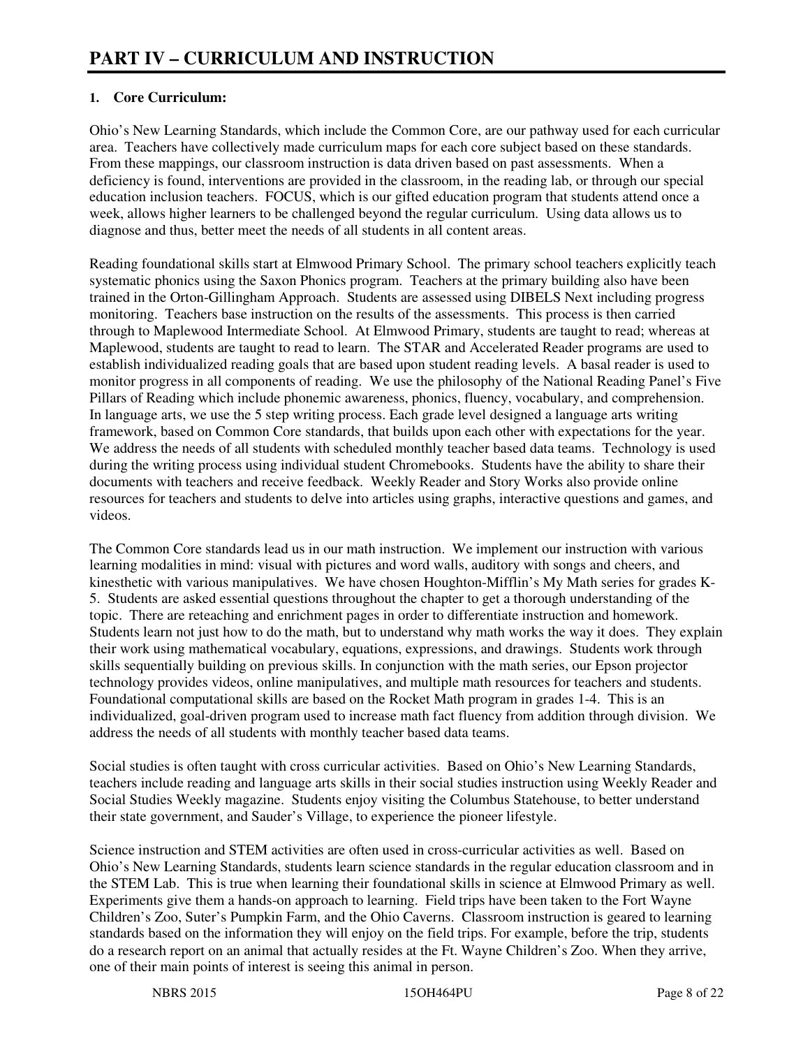# PART IV – CURRICULUM AND INSTRUCTION

**1. Core Curriculum:**

Ohio's New Learning Standards, which include the Common Core, are our pathway used for each curricular area. Teachers have collectively made curriculum maps for each core subject based on these standards. From these mappings, our classroom instruction is data driven based on past assessments. When a deficiency is found, interventions are provided in the classroom, in the reading lab, or through our special education inclusion teachers. FOCUS, which is our gifted education program that students attend once a week, allows higher learners to be challenged beyond the regular curriculum. Using data allows us to diagnose and thus, better meet the needs of all students in all content areas.

Reading foundational skills start at Elmwood Primary School. The primary school teachers explicitly teach systematic phonics using the Saxon Phonics program. Teachers at the primary building also have been trained in the Orton-Gillingham Approach. Students are assessed using DIBELS Next including progress monitoring. Teachers base instruction on the results of the assessments. This process is then carried through to Maplewood Intermediate School. At Elmwood Primary, students are taught to read; whereas at Maplewood, students are taught to read to learn. The STAR and Accelerated Reader programs are used to establish individualized reading goals that are based upon student reading levels. A basal reader is used to monitor progress in all components of reading. We use the philosophy of the National Reading Panel's Five Pillars of Reading which include phonemic awareness, phonics, fluency, vocabulary, and comprehension. In language arts, we use the 5 step writing process. Each grade level designed a language arts writing framework, based on Common Core standards, that builds upon each other with expectations for the year. We address the needs of all students with scheduled monthly teacher based data teams. Technology is used during the writing process using individual student Chromebooks. Students have the ability to share their documents with teachers and receive feedback. Weekly Reader and Story Works also provide online resources for teachers and students to delve into articles using graphs, interactive questions and games, and videos.

The Common Core standards lead us in our math instruction. We implement our instruction with various learning modalities in mind: visual with pictures and word walls, auditory with songs and cheers, and kinesthetic with various manipulatives. We have chosen Houghton-Mifflin's My Math series for grades K-5. Students are asked essential questions throughout the chapter to get a thorough understanding of the topic. There are reteaching and enrichment pages in order to differentiate instruction and homework. Students learn not just how to do the math, but to understand why math works the way it does. They explain their work using mathematical vocabulary, equations, expressions, and drawings. Students work through skills sequentially building on previous skills. In conjunction with the math series, our Epson projector technology provides videos, online manipulatives, and multiple math resources for teachers and students. Foundational computational skills are based on the Rocket Math program in grades 1-4. This is an individualized, goal-driven program used to increase math fact fluency from addition through division. We address the needs of all students with monthly teacher based data teams.

Social studies is often taught with cross curricular activities. Based on Ohio's New Learning Standards, teachers include reading and language arts skills in their social studies instruction using Weekly Reader and Social Studies Weekly magazine. Students enjoy visiting the Columbus Statehouse, to better understand their state government, and Sauder's Village, to experience the pioneer lifestyle.

Science instruction and STEM activities are often used in cross-curricular activities as well. Based on Ohio's New Learning Standards, students learn science standards in the regular education classroom and in the STEM Lab. This is true when learning their foundational skills in science at Elmwood Primary as well. Experiments give them a hands-on approach to learning. Field trips have been taken to the Fort Wayne Children's Zoo, Suter's Pumpkin Farm, and the Ohio Caverns. Classroom instruction is geared to learning standards based on the information they will enjoy on the field trips. For example, before the trip, students do a research report on an animal that actually resides at the Ft. Wayne Children's Zoo. When they arrive, one of their main points of interest is seeing this animal in person.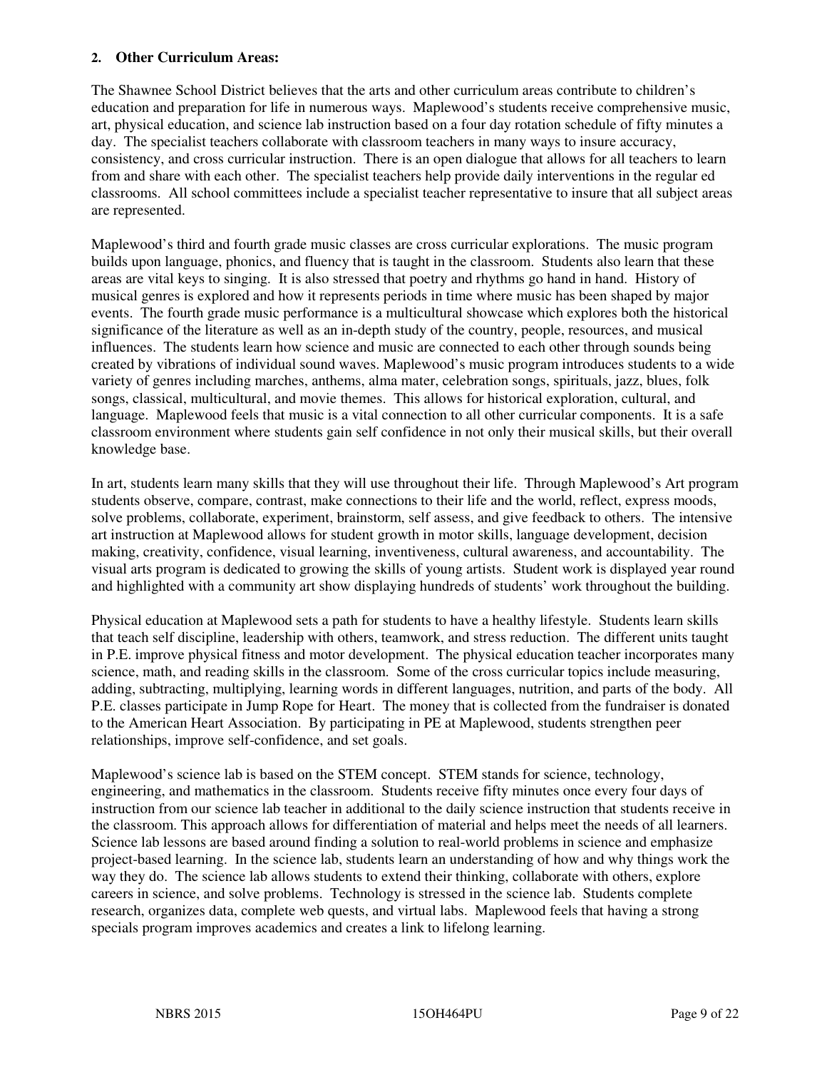**2. Other Curriculum Areas:**

The Shawnee School District believes that the arts and other curriculum areas contribute to children's education and preparation for life in numerous ways. Maplewood's students receive comprehensive music, art, physical education, and science lab instruction based on a four day rotation schedule of fifty minutes a day. The specialist teachers collaborate with classroom teachers in many ways to insure accuracy, consistency, and cross curricular instruction. There is an open dialogue that allows for all teachers to learn from and share with each other. The specialist teachers help provide daily interventions in the regular ed classrooms. All school committees include a specialist teacher representative to insure that all subject areas are represented.

Maplewood's third and fourth grade music classes are cross curricular explorations. The music program builds upon language, phonics, and fluency that is taught in the classroom. Students also learn that these areas are vital keys to singing. It is also stressed that poetry and rhythms go hand in hand. History of musical genres is explored and how it represents periods in time where music has been shaped by major events. The fourth grade music performance is a multicultural showcase which explores both the historical significance of the literature as well as an in-depth study of the country, people, resources, and musical influences. The students learn how science and music are connected to each other through sounds being created by vibrations of individual sound waves. Maplewood's music program introduces students to a wide variety of genres including marches, anthems, alma mater, celebration songs, spirituals, jazz, blues, folk songs, classical, multicultural, and movie themes. This allows for historical exploration, cultural, and language. Maplewood feels that music is a vital connection to all other curricular components. It is a safe classroom environment where students gain self confidence in not only their musical skills, but their overall knowledge base.

In art, students learn many skills that they will use throughout their life. Through Maplewood's Art program students observe, compare, contrast, make connections to their life and the world, reflect, express moods, solve problems, collaborate, experiment, brainstorm, self assess, and give feedback to others. The intensive art instruction at Maplewood allows for student growth in motor skills, language development, decision making, creativity, confidence, visual learning, inventiveness, cultural awareness, and accountability. The visual arts program is dedicated to growing the skills of young artists. Student work is displayed year round and highlighted with a community art show displaying hundreds of students' work throughout the building.

Physical education at Maplewood sets a path for students to have a healthy lifestyle. Students learn skills that teach self discipline, leadership with others, teamwork, and stress reduction. The different units taught in P.E. improve physical fitness and motor development. The physical education teacher incorporates many science, math, and reading skills in the classroom. Some of the cross curricular topics include measuring, adding, subtracting, multiplying, learning words in different languages, nutrition, and parts of the body. All P.E. classes participate in Jump Rope for Heart. The money that is collected from the fundraiser is donated to the American Heart Association. By participating in PE at Maplewood, students strengthen peer relationships, improve self-confidence, and set goals.

Maplewood's science lab is based on the STEM concept. STEM stands for science, technology, engineering, and mathematics in the classroom. Students receive fifty minutes once every four days of instruction from our science lab teacher in additional to the daily science instruction that students receive in the classroom. This approach allows for differentiation of material and helps meet the needs of all learners. Science lab lessons are based around finding a solution to real-world problems in science and emphasize project-based learning. In the science lab, students learn an understanding of how and why things work the way they do. The science lab allows students to extend their thinking, collaborate with others, explore careers in science, and solve problems. Technology is stressed in the science lab. Students complete research, organizes data, complete web quests, and virtual labs. Maplewood feels that having a strong specials program improves academics and creates a link to lifelong learning.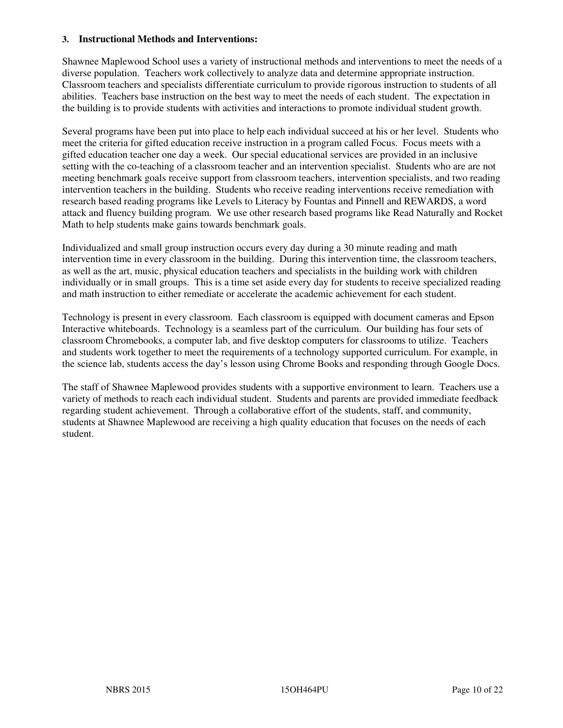### 3. Instructional Methods and Interventions:

Shawnee Maplewood School uses a variety of instructional methods and interventions to meet the needs of a diverse population. Teachers work collectively to analyze data and determine appropriate instruction. Classroom teachers and specialists differentiate curriculum to provide rigorous instruction to students of all abilities. Teachers base instruction on the best way to meet the needs of each student. The expectation in the building is to provide students with activities and interactions to promote individual student growth.

Several programs have been put into place to help each individual succeed at his or her level. Students who meet the criteria for gifted education receive instruction in a program called Focus. Focus meets with a gifted education teacher one day a week. Our special educational services are provided in an inclusive setting with the co-teaching of a classroom teacher and an intervention specialist. Students who are are not meeting benchmark goals receive support from classroom teachers, intervention specialists, and two reading intervention teachers in the building. Students who receive reading interventions receive remediation with research based reading programs like Levels to Literacy by Fountas and Pinnell and REWARDS, a word attack and fluency building program. We use other research based programs like Read Naturally and Rocket Math to help students make gains towards benchmark goals.

Individualized and small group instruction occurs every day during a 30 minute reading and math intervention time in every classroom in the building. During this intervention time, the classroom teachers, as well as the art, music, physical education teachers and specialists in the building work with children individually or in small groups. This is a time set aside every day for students to receive specialized reading and math instruction to either remediate or accelerate the academic achievement for each student.

Technology is present in every classroom. Each classroom is equipped with document cameras and Epson Interactive whiteboards. Technology is a seamless part of the curriculum. Our building has four sets of classroom Chromebooks, a computer lab, and five desktop computers for classrooms to utilize. Teachers and students work together to meet the requirements of a technology supported curriculum. For example, in the science lab, students access the day's lesson using Chrome Books and responding through Google Docs.

The staff of Shawnee Maplewood provides students with a supportive environment to learn. Teachers use a variety of methods to reach each individual student. Students and parents are provided immediate feedback regarding student achievement. Through a collaborative effort of the students, staff, and community, students at Shawnee Maplewood are receiving a high quality education that focuses on the needs of each student.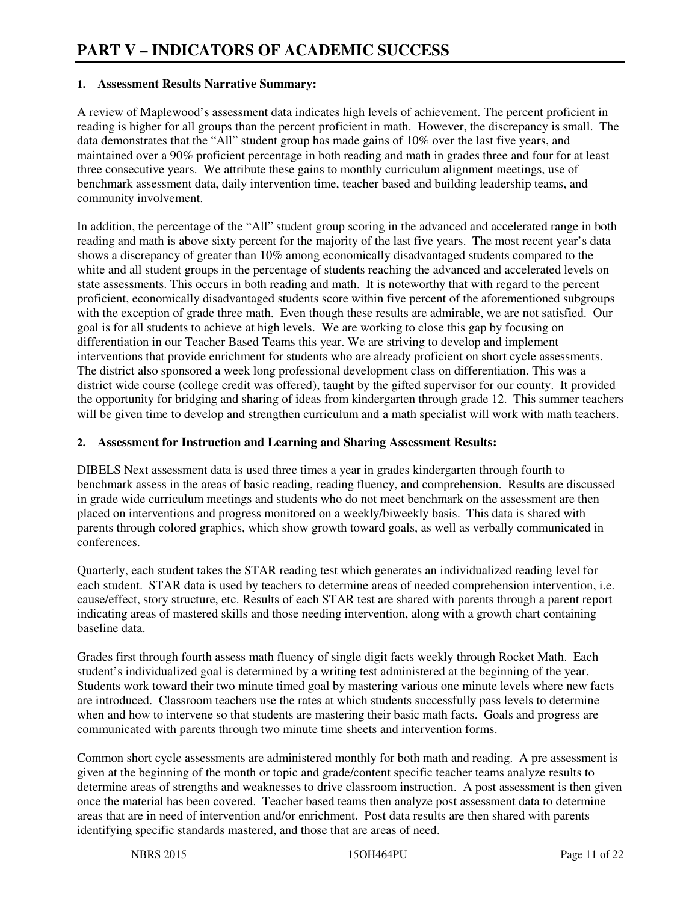# PART V – INDICATORS OF ACADEMIC SUCCESS

**1. Assessment Results Narrative Summary:**

A review of Maplewood's assessment data indicates high levels of achievement. The percent proficient in reading is higher for all groups than the percent proficient in math. However, the discrepancy is small. The data demonstrates that the "All" student group has made gains of 10% over the last five years, and maintained over a 90% proficient percentage in both reading and math in grades three and four for at least three consecutive years. We attribute these gains to monthly curriculum alignment meetings, use of benchmark assessment data, daily intervention time, teacher based and building leadership teams, and community involvement.

In addition, the percentage of the "All" student group scoring in the advanced and accelerated range in both reading and math is above sixty percent for the majority of the last five years. The most recent year's data shows a discrepancy of greater than 10% among economically disadvantaged students compared to the white and all student groups in the percentage of students reaching the advanced and accelerated levels on state assessments. This occurs in both reading and math. It is noteworthy that with regard to the percent proficient, economically disadvantaged students score within five percent of the aforementioned subgroups with the exception of grade three math. Even though these results are admirable, we are not satisfied. Our goal is for all students to achieve at high levels. We are working to close this gap by focusing on differentiation in our Teacher Based Teams this year. We are striving to develop and implement interventions that provide enrichment for students who are already proficient on short cycle assessments. The district also sponsored a week long professional development class on differentiation. This was a district wide course (college credit was offered), taught by the gifted supervisor for our county. It provided the opportunity for bridging and sharing of ideas from kindergarten through grade 12. This summer teachers will be given time to develop and strengthen curriculum and a math specialist will work with math teachers.

**2. Assessment for Instruction and Learning and Sharing Assessment Results:**

DIBELS Next assessment data is used three times a year in grades kindergarten through fourth to benchmark assess in the areas of basic reading, reading fluency, and comprehension. Results are discussed in grade wide curriculum meetings and students who do not meet benchmark on the assessment are then placed on interventions and progress monitored on a weekly/biweekly basis. This data is shared with parents through colored graphics, which show growth toward goals, as well as verbally communicated in conferences.

Quarterly, each student takes the STAR reading test which generates an individualized reading level for each student. STAR data is used by teachers to determine areas of needed comprehension intervention, i.e. cause/effect, story structure, etc. Results of each STAR test are shared with parents through a parent report indicating areas of mastered skills and those needing intervention, along with a growth chart containing baseline data.

Grades first through fourth assess math fluency of single digit facts weekly through Rocket Math. Each student's individualized goal is determined by a writing test administered at the beginning of the year. Students work toward their two minute timed goal by mastering various one minute levels where new facts are introduced. Classroom teachers use the rates at which students successfully pass levels to determine when and how to intervene so that students are mastering their basic math facts. Goals and progress are communicated with parents through two minute time sheets and intervention forms.

Common short cycle assessments are administered monthly for both math and reading. A pre assessment is given at the beginning of the month or topic and grade/content specific teacher teams analyze results to determine areas of strengths and weaknesses to drive classroom instruction. A post assessment is then given once the material has been covered. Teacher based teams then analyze post assessment data to determine areas that are in need of intervention and/or enrichment. Post data results are then shared with parents identifying specific standards mastered, and those that are areas of need.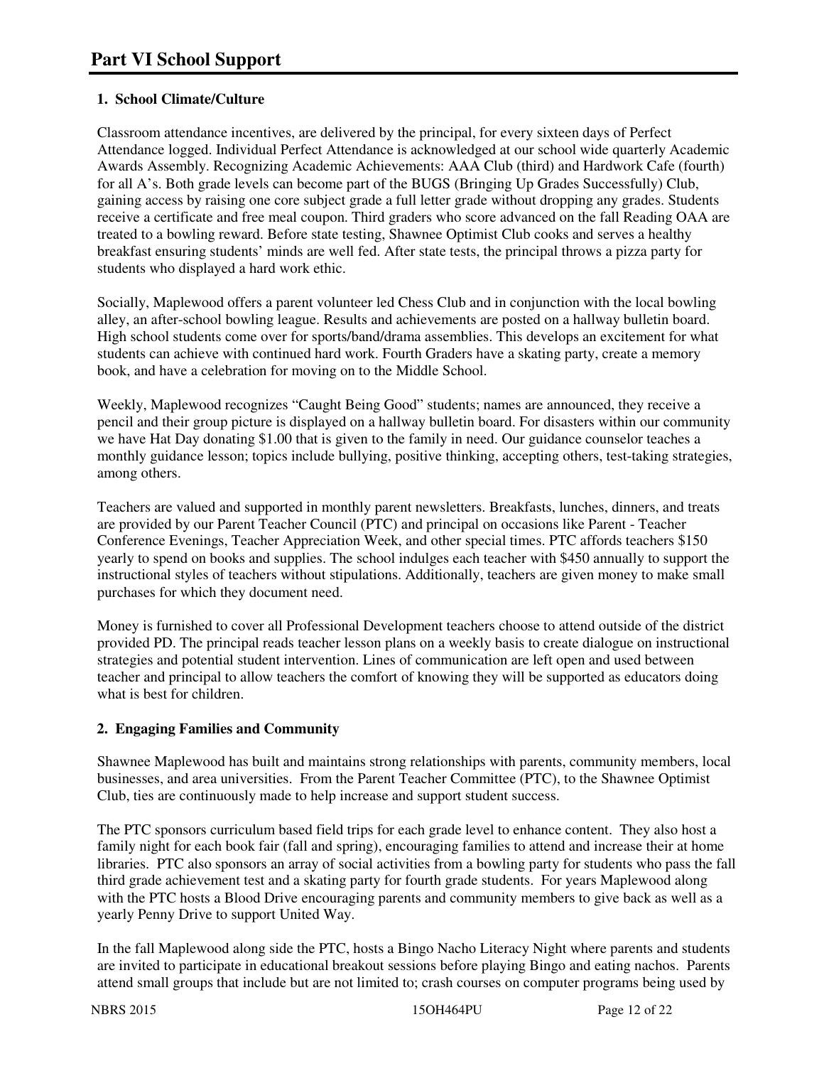# Part VI School Support

**1. School Climate/Culture**

Classroom attendance incentives, are delivered by the principal, for every sixteen days of Perfect Attendance logged. Individual Perfect Attendance is acknowledged at our school wide quarterly Academic Awards Assembly. Recognizing Academic Achievements: AAA Club (third) and Hardwork Cafe (fourth) for all A's. Both grade levels can become part of the BUGS (Bringing Up Grades Successfully) Club, gaining access by raising one core subject grade a full letter grade without dropping any grades. Students receive a certificate and free meal coupon. Third graders who score advanced on the fall Reading OAA are treated to a bowling reward. Before state testing, Shawnee Optimist Club cooks and serves a healthy breakfast ensuring students' minds are well fed. After state tests, the principal throws a pizza party for students who displayed a hard work ethic.

Socially, Maplewood offers a parent volunteer led Chess Club and in conjunction with the local bowling alley, an after-school bowling league. Results and achievements are posted on a hallway bulletin board. High school students come over for sports/band/drama assemblies. This develops an excitement for what students can achieve with continued hard work. Fourth Graders have a skating party, create a memory book, and have a celebration for moving on to the Middle School.

Weekly, Maplewood recognizes "Caught Being Good" students; names are announced, they receive a pencil and their group picture is displayed on a hallway bulletin board. For disasters within our community we have Hat Day donating $1.00 that is given to the family in need. Our guidance counselor teaches a monthly guidance lesson; topics include bullying, positive thinking, accepting others, test-taking strategies, among others.

Teachers are valued and supported in monthly parent newsletters. Breakfasts, lunches, dinners, and treats are provided by our Parent Teacher Council (PTC) and principal on occasions like Parent - Teacher Conference Evenings, Teacher Appreciation Week, and other special times. PTC affords teachers $150 yearly to spend on books and supplies. The school indulges each teacher with $450 annually to support the instructional styles of teachers without stipulations. Additionally, teachers are given money to make small purchases for which they document need.

Money is furnished to cover all Professional Development teachers choose to attend outside of the district provided PD. The principal reads teacher lesson plans on a weekly basis to create dialogue on instructional strategies and potential student intervention. Lines of communication are left open and used between teacher and principal to allow teachers the comfort of knowing they will be supported as educators doing what is best for children.

**2. Engaging Families and Community**

Shawnee Maplewood has built and maintains strong relationships with parents, community members, local businesses, and area universities. From the Parent Teacher Committee (PTC), to the Shawnee Optimist Club, ties are continuously made to help increase and support student success.

The PTC sponsors curriculum based field trips for each grade level to enhance content. They also host a family night for each book fair (fall and spring), encouraging families to attend and increase their at home libraries. PTC also sponsors an array of social activities from a bowling party for students who pass the fall third grade achievement test and a skating party for fourth grade students. For years Maplewood along with the PTC hosts a Blood Drive encouraging parents and community members to give back as well as a yearly Penny Drive to support United Way.

In the fall Maplewood along side the PTC, hosts a Bingo Nacho Literacy Night where parents and students are invited to participate in educational breakout sessions before playing Bingo and eating nachos. Parents attend small groups that include but are not limited to; crash courses on computer programs being used by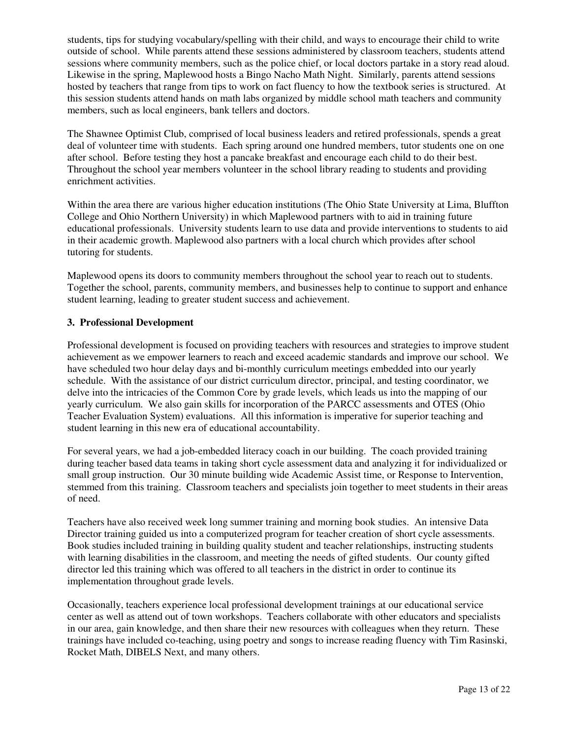students, tips for studying vocabulary/spelling with their child, and ways to encourage their child to write outside of school. While parents attend these sessions administered by classroom teachers, students attend sessions where community members, such as the police chief, or local doctors partake in a story read aloud. Likewise in the spring, Maplewood hosts a Bingo Nacho Math Night. Similarly, parents attend sessions hosted by teachers that range from tips to work on fact fluency to how the textbook series is structured. At this session students attend hands on math labs organized by middle school math teachers and community members, such as local engineers, bank tellers and doctors.

The Shawnee Optimist Club, comprised of local business leaders and retired professionals, spends a great deal of volunteer time with students. Each spring around one hundred members, tutor students one on one after school. Before testing they host a pancake breakfast and encourage each child to do their best. Throughout the school year members volunteer in the school library reading to students and providing enrichment activities.

Within the area there are various higher education institutions (The Ohio State University at Lima, Bluffton College and Ohio Northern University) in which Maplewood partners with to aid in training future educational professionals. University students learn to use data and provide interventions to students to aid in their academic growth. Maplewood also partners with a local church which provides after school tutoring for students.

Maplewood opens its doors to community members throughout the school year to reach out to students. Together the school, parents, community members, and businesses help to continue to support and enhance student learning, leading to greater student success and achievement.

### 3. Professional Development

Professional development is focused on providing teachers with resources and strategies to improve student achievement as we empower learners to reach and exceed academic standards and improve our school. We have scheduled two hour delay days and bi-monthly curriculum meetings embedded into our yearly schedule. With the assistance of our district curriculum director, principal, and testing coordinator, we delve into the intricacies of the Common Core by grade levels, which leads us into the mapping of our yearly curriculum. We also gain skills for incorporation of the PARCC assessments and OTES (Ohio Teacher Evaluation System) evaluations. All this information is imperative for superior teaching and student learning in this new era of educational accountability.

For several years, we had a job-embedded literacy coach in our building. The coach provided training during teacher based data teams in taking short cycle assessment data and analyzing it for individualized or small group instruction. Our 30 minute building wide Academic Assist time, or Response to Intervention, stemmed from this training. Classroom teachers and specialists join together to meet students in their areas of need.

Teachers have also received week long summer training and morning book studies. An intensive Data Director training guided us into a computerized program for teacher creation of short cycle assessments. Book studies included training in building quality student and teacher relationships, instructing students with learning disabilities in the classroom, and meeting the needs of gifted students. Our county gifted director led this training which was offered to all teachers in the district in order to continue its implementation throughout grade levels.

Occasionally, teachers experience local professional development trainings at our educational service center as well as attend out of town workshops. Teachers collaborate with other educators and specialists in our area, gain knowledge, and then share their new resources with colleagues when they return. These trainings have included co-teaching, using poetry and songs to increase reading fluency with Tim Rasinski, Rocket Math, DIBELS Next, and many others.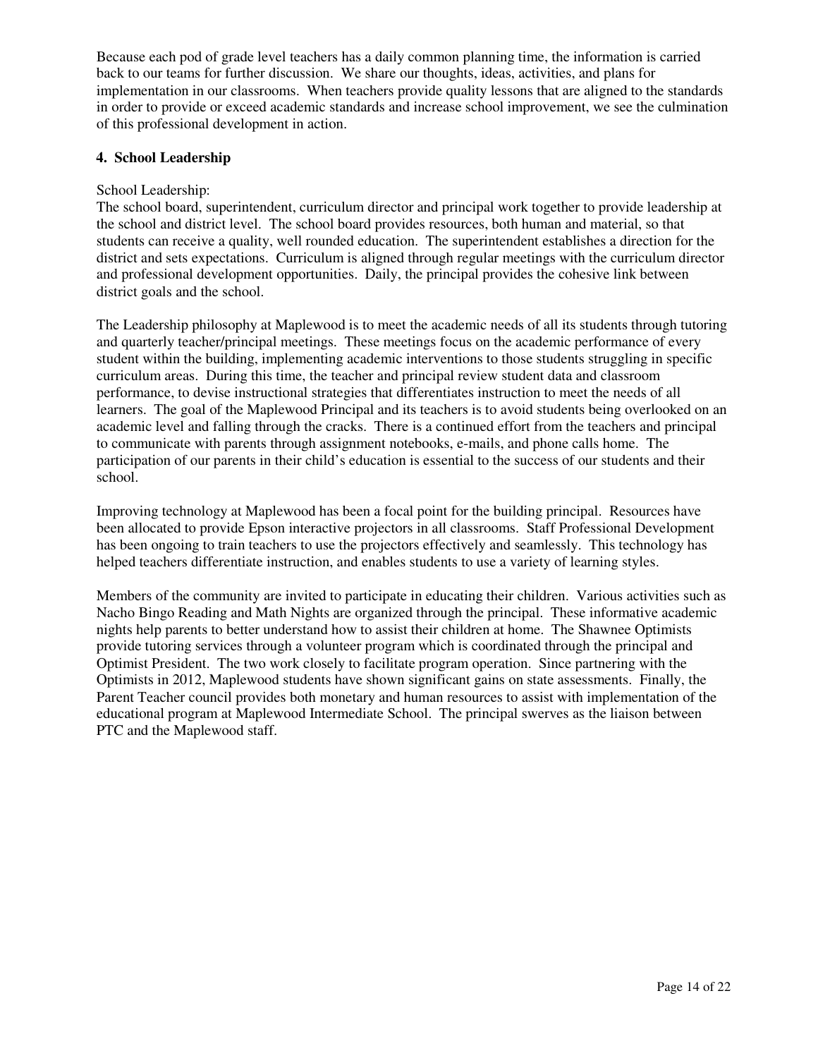Because each pod of grade level teachers has a daily common planning time, the information is carried back to our teams for further discussion. We share our thoughts, ideas, activities, and plans for implementation in our classrooms. When teachers provide quality lessons that are aligned to the standards in order to provide or exceed academic standards and increase school improvement, we see the culmination of this professional development in action.

### 4. School Leadership

School Leadership:
The school board, superintendent, curriculum director and principal work together to provide leadership at the school and district level. The school board provides resources, both human and material, so that students can receive a quality, well rounded education. The superintendent establishes a direction for the district and sets expectations. Curriculum is aligned through regular meetings with the curriculum director and professional development opportunities. Daily, the principal provides the cohesive link between district goals and the school.

The Leadership philosophy at Maplewood is to meet the academic needs of all its students through tutoring and quarterly teacher/principal meetings. These meetings focus on the academic performance of every student within the building, implementing academic interventions to those students struggling in specific curriculum areas. During this time, the teacher and principal review student data and classroom performance, to devise instructional strategies that differentiates instruction to meet the needs of all learners. The goal of the Maplewood Principal and its teachers is to avoid students being overlooked on an academic level and falling through the cracks. There is a continued effort from the teachers and principal to communicate with parents through assignment notebooks, e-mails, and phone calls home. The participation of our parents in their child's education is essential to the success of our students and their school.

Improving technology at Maplewood has been a focal point for the building principal. Resources have been allocated to provide Epson interactive projectors in all classrooms. Staff Professional Development has been ongoing to train teachers to use the projectors effectively and seamlessly. This technology has helped teachers differentiate instruction, and enables students to use a variety of learning styles.

Members of the community are invited to participate in educating their children. Various activities such as Nacho Bingo Reading and Math Nights are organized through the principal. These informative academic nights help parents to better understand how to assist their children at home. The Shawnee Optimists provide tutoring services through a volunteer program which is coordinated through the principal and Optimist President. The two work closely to facilitate program operation. Since partnering with the Optimists in 2012, Maplewood students have shown significant gains on state assessments. Finally, the Parent Teacher council provides both monetary and human resources to assist with implementation of the educational program at Maplewood Intermediate School. The principal swerves as the liaison between PTC and the Maplewood staff.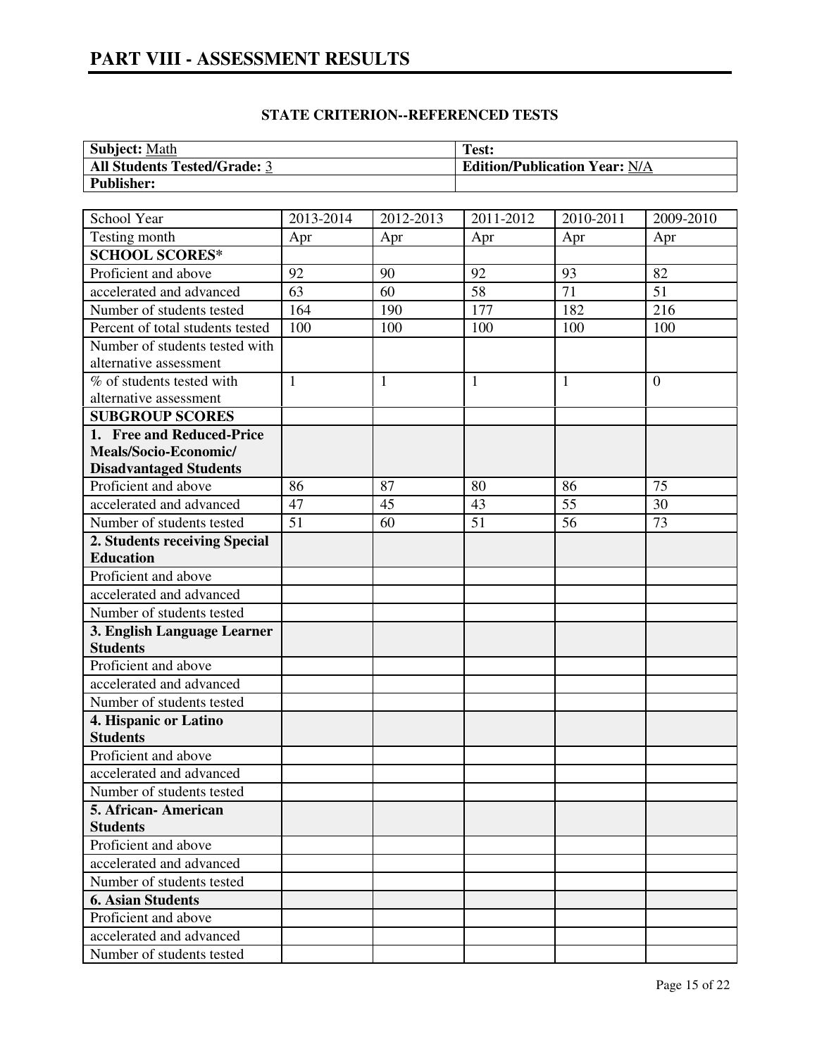# PART VIII - ASSESSMENT RESULTS

### STATE CRITERION--REFERENCED TESTS

| **Subject:** Math | **Test:** |
|---|---|
| **All Students Tested/Grade:** 3 | **Edition/Publication Year:** N/A |
| **Publisher:** | |

| School Year | 2013-2014 | 2012-2013 | 2011-2012 | 2010-2011 | 2009-2010 |
|---|---|---|---|---|---|
| Testing month | Apr | Apr | Apr | Apr | Apr |
| **SCHOOL SCORES*** | | | | | |
| Proficient and above | 92 | 90 | 92 | 93 | 82 |
| accelerated and advanced | 63 | 60 | 58 | 71 | 51 |
| Number of students tested | 164 | 190 | 177 | 182 | 216 |
| Percent of total students tested | 100 | 100 | 100 | 100 | 100 |
| Number of students tested with alternative assessment | | | | | |
| % of students tested with alternative assessment | 1 | 1 | 1 | 1 | 0 |
| **SUBGROUP SCORES** | | | | | |
| **1. Free and Reduced-Price Meals/Socio-Economic/ Disadvantaged Students** | | | | | |
| Proficient and above | 86 | 87 | 80 | 86 | 75 |
| accelerated and advanced | 47 | 45 | 43 | 55 | 30 |
| Number of students tested | 51 | 60 | 51 | 56 | 73 |
| **2. Students receiving Special Education** | | | | | |
| Proficient and above | | | | | |
| accelerated and advanced | | | | | |
| Number of students tested | | | | | |
| **3. English Language Learner Students** | | | | | |
| Proficient and above | | | | | |
| accelerated and advanced | | | | | |
| Number of students tested | | | | | |
| **4. Hispanic or Latino Students** | | | | | |
| Proficient and above | | | | | |
| accelerated and advanced | | | | | |
| Number of students tested | | | | | |
| **5. African- American Students** | | | | | |
| Proficient and above | | | | | |
| accelerated and advanced | | | | | |
| Number of students tested | | | | | |
| **6. Asian Students** | | | | | |
| Proficient and above | | | | | |
| accelerated and advanced | | | | | |
| Number of students tested | | | | | |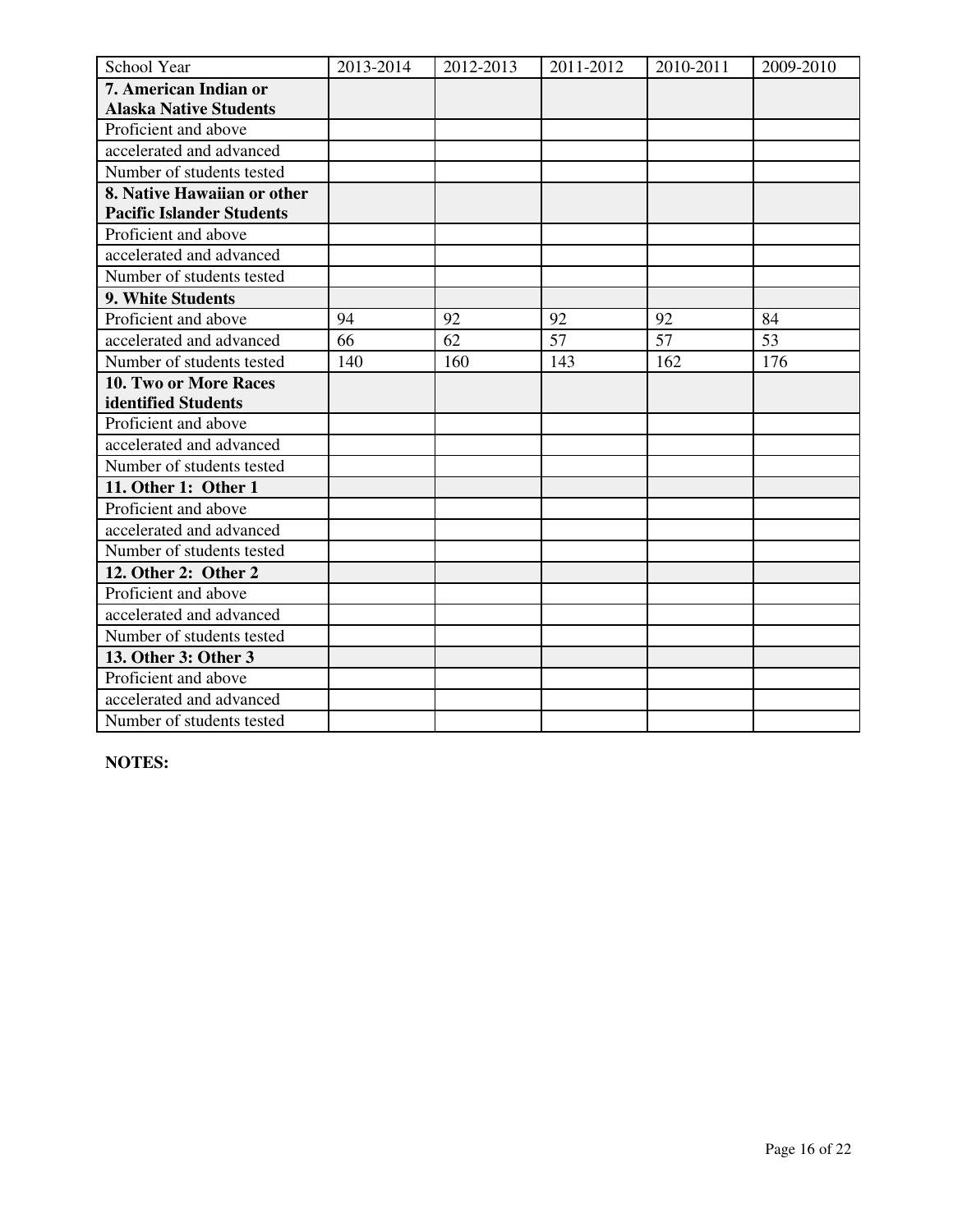| School Year | 2013-2014 | 2012-2013 | 2011-2012 | 2010-2011 | 2009-2010 |
|---|---|---|---|---|---|
| **7. American Indian or Alaska Native Students** | | | | | |
| Proficient and above | | | | | |
| accelerated and advanced | | | | | |
| Number of students tested | | | | | |
| **8. Native Hawaiian or other Pacific Islander Students** | | | | | |
| Proficient and above | | | | | |
| accelerated and advanced | | | | | |
| Number of students tested | | | | | |
| **9. White Students** | | | | | |
| Proficient and above | 94 | 92 | 92 | 92 | 84 |
| accelerated and advanced | 66 | 62 | 57 | 57 | 53 |
| Number of students tested | 140 | 160 | 143 | 162 | 176 |
| **10. Two or More Races identified Students** | | | | | |
| Proficient and above | | | | | |
| accelerated and advanced | | | | | |
| Number of students tested | | | | | |
| **11. Other 1: Other 1** | | | | | |
| Proficient and above | | | | | |
| accelerated and advanced | | | | | |
| Number of students tested | | | | | |
| **12. Other 2: Other 2** | | | | | |
| Proficient and above | | | | | |
| accelerated and advanced | | | | | |
| Number of students tested | | | | | |
| **13. Other 3: Other 3** | | | | | |
| Proficient and above | | | | | |
| accelerated and advanced | | | | | |
| Number of students tested | | | | | |

**NOTES:**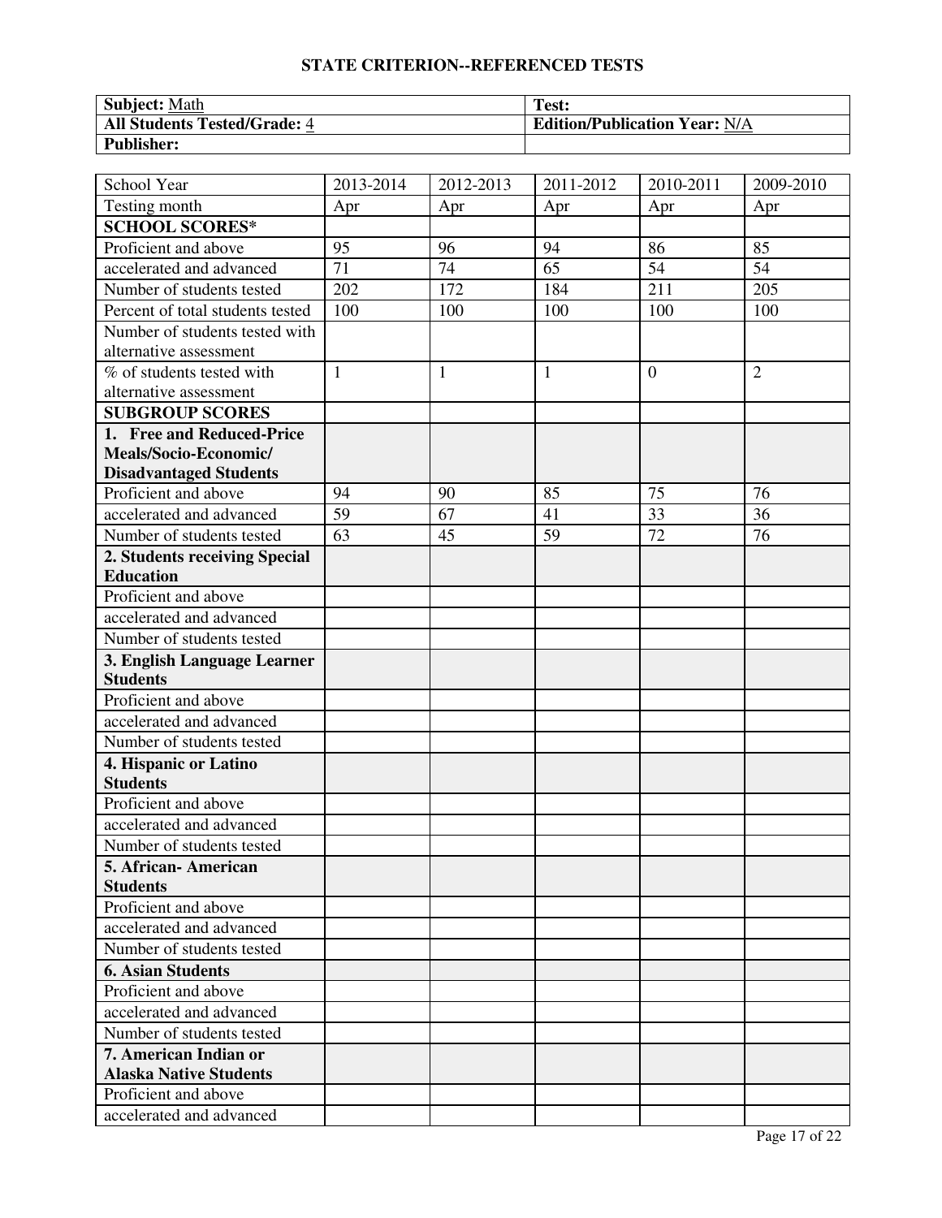## STATE CRITERION--REFERENCED TESTS

| **Subject:** Math | **Test:** |
|---|---|
| **All Students Tested/Grade:** 4 | **Edition/Publication Year:** N/A |
| **Publisher:** | |

| School Year | 2013-2014 | 2012-2013 | 2011-2012 | 2010-2011 | 2009-2010 |
|---|---|---|---|---|---|
| Testing month | Apr | Apr | Apr | Apr | Apr |
| **SCHOOL SCORES*** | | | | | |
| Proficient and above | 95 | 96 | 94 | 86 | 85 |
| accelerated and advanced | 71 | 74 | 65 | 54 | 54 |
| Number of students tested | 202 | 172 | 184 | 211 | 205 |
| Percent of total students tested | 100 | 100 | 100 | 100 | 100 |
| Number of students tested with alternative assessment | | | | | |
| % of students tested with alternative assessment | 1 | 1 | 1 | 0 | 2 |
| **SUBGROUP SCORES** | | | | | |
| **1. Free and Reduced-Price Meals/Socio-Economic/ Disadvantaged Students** | | | | | |
| Proficient and above | 94 | 90 | 85 | 75 | 76 |
| accelerated and advanced | 59 | 67 | 41 | 33 | 36 |
| Number of students tested | 63 | 45 | 59 | 72 | 76 |
| **2. Students receiving Special Education** | | | | | |
| Proficient and above | | | | | |
| accelerated and advanced | | | | | |
| Number of students tested | | | | | |
| **3. English Language Learner Students** | | | | | |
| Proficient and above | | | | | |
| accelerated and advanced | | | | | |
| Number of students tested | | | | | |
| **4. Hispanic or Latino Students** | | | | | |
| Proficient and above | | | | | |
| accelerated and advanced | | | | | |
| Number of students tested | | | | | |
| **5. African- American Students** | | | | | |
| Proficient and above | | | | | |
| accelerated and advanced | | | | | |
| Number of students tested | | | | | |
| **6. Asian Students** | | | | | |
| Proficient and above | | | | | |
| accelerated and advanced | | | | | |
| Number of students tested | | | | | |
| **7. American Indian or Alaska Native Students** | | | | | |
| Proficient and above | | | | | |
| accelerated and advanced | | | | | |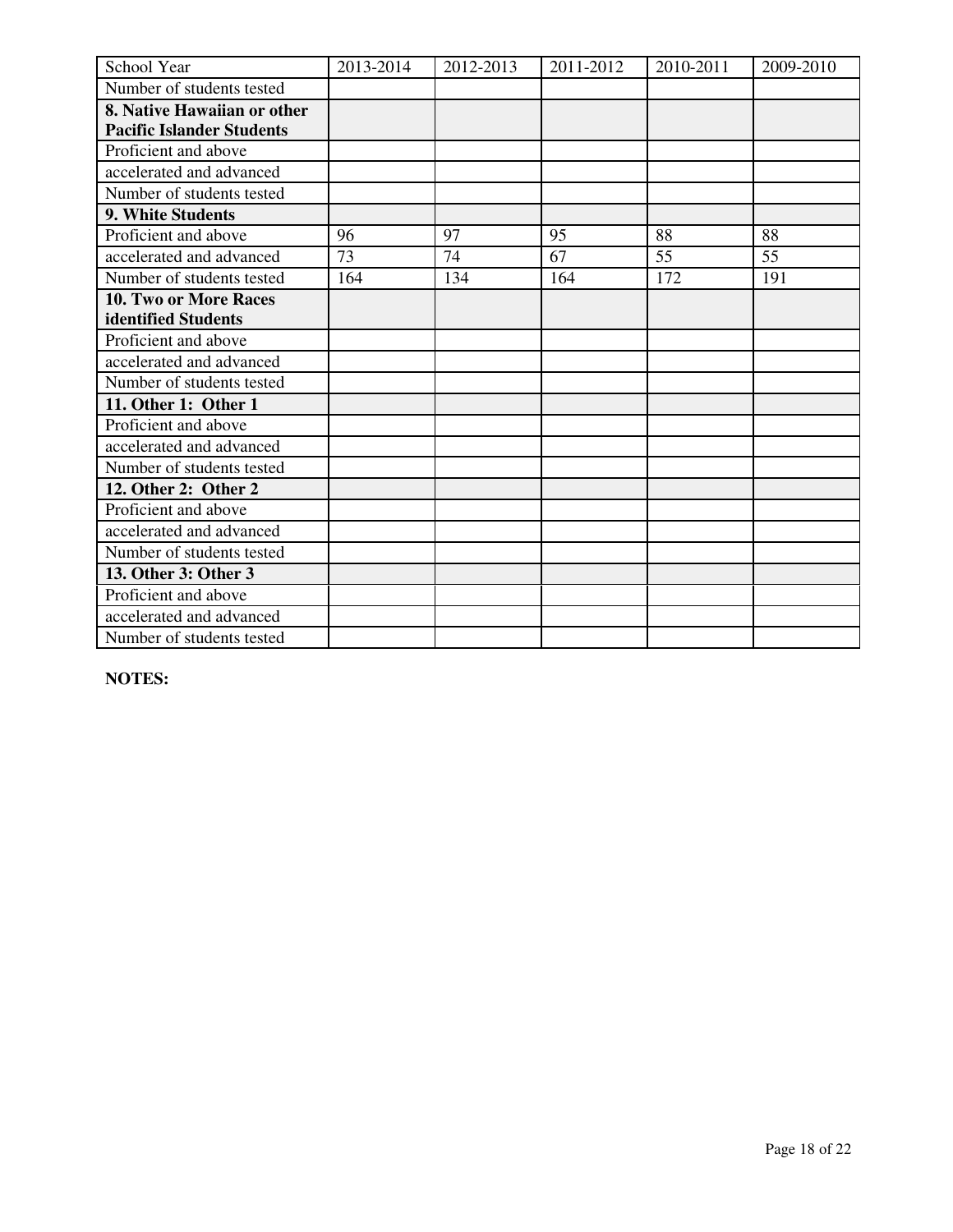| School Year | 2013-2014 | 2012-2013 | 2011-2012 | 2010-2011 | 2009-2010 |
|---|---|---|---|---|---|
| Number of students tested | | | | | |
| **8. Native Hawaiian or other Pacific Islander Students** | | | | | |
| Proficient and above | | | | | |
| accelerated and advanced | | | | | |
| Number of students tested | | | | | |
| **9. White Students** | | | | | |
| Proficient and above | 96 | 97 | 95 | 88 | 88 |
| accelerated and advanced | 73 | 74 | 67 | 55 | 55 |
| Number of students tested | 164 | 134 | 164 | 172 | 191 |
| **10. Two or More Races identified Students** | | | | | |
| Proficient and above | | | | | |
| accelerated and advanced | | | | | |
| Number of students tested | | | | | |
| **11. Other 1: Other 1** | | | | | |
| Proficient and above | | | | | |
| accelerated and advanced | | | | | |
| Number of students tested | | | | | |
| **12. Other 2: Other 2** | | | | | |
| Proficient and above | | | | | |
| accelerated and advanced | | | | | |
| Number of students tested | | | | | |
| **13. Other 3: Other 3** | | | | | |
| Proficient and above | | | | | |
| accelerated and advanced | | | | | |
| Number of students tested | | | | | |

**NOTES:**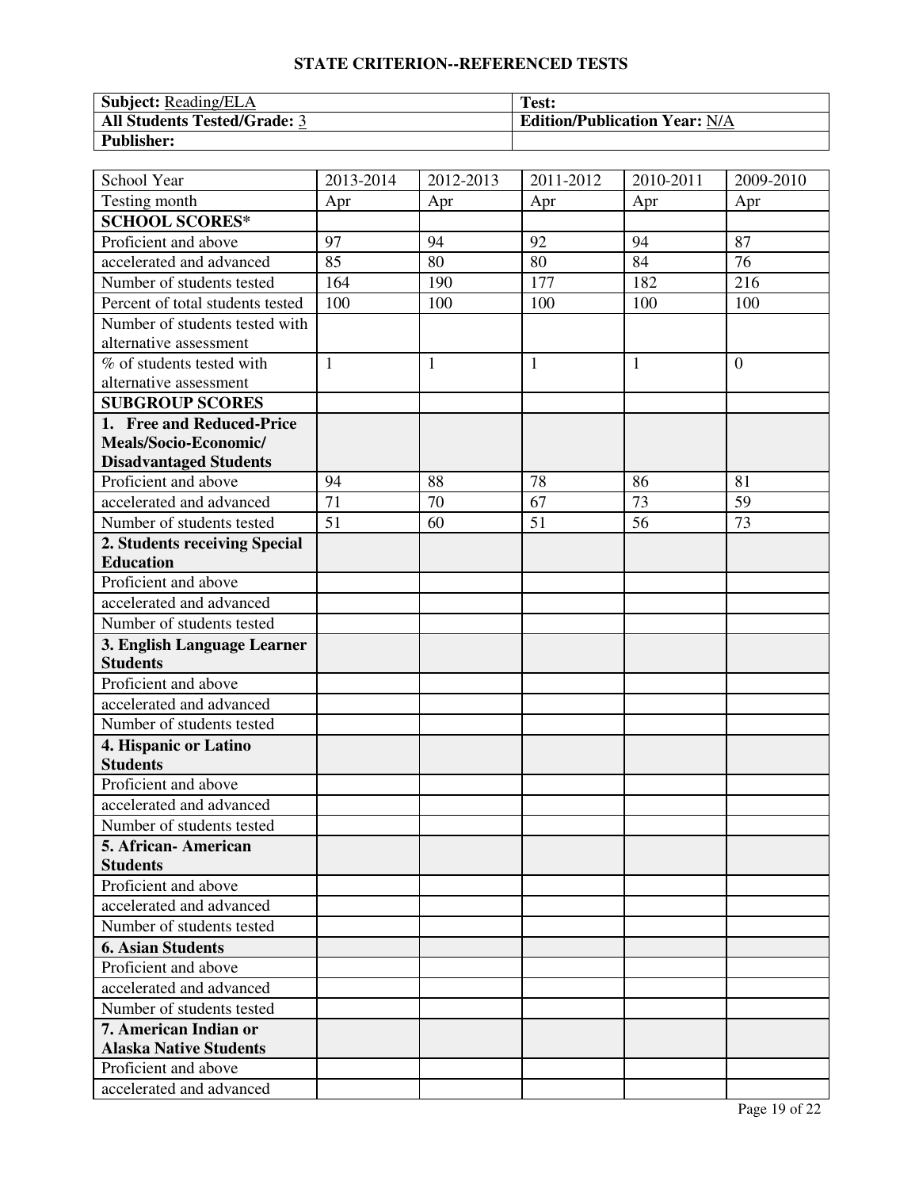## STATE CRITERION--REFERENCED TESTS

| **Subject:** Reading/ELA | **Test:** |
|---|---|
| **All Students Tested/Grade:** 3 | **Edition/Publication Year:** N/A |
| **Publisher:** | |

| School Year | 2013-2014 | 2012-2013 | 2011-2012 | 2010-2011 | 2009-2010 |
|---|---|---|---|---|---|
| Testing month | Apr | Apr | Apr | Apr | Apr |
| **SCHOOL SCORES*** | | | | | |
| Proficient and above | 97 | 94 | 92 | 94 | 87 |
| accelerated and advanced | 85 | 80 | 80 | 84 | 76 |
| Number of students tested | 164 | 190 | 177 | 182 | 216 |
| Percent of total students tested | 100 | 100 | 100 | 100 | 100 |
| Number of students tested with alternative assessment | | | | | |
| % of students tested with alternative assessment | 1 | 1 | 1 | 1 | 0 |
| **SUBGROUP SCORES** | | | | | |
| **1. Free and Reduced-Price Meals/Socio-Economic/ Disadvantaged Students** | | | | | |
| Proficient and above | 94 | 88 | 78 | 86 | 81 |
| accelerated and advanced | 71 | 70 | 67 | 73 | 59 |
| Number of students tested | 51 | 60 | 51 | 56 | 73 |
| **2. Students receiving Special Education** | | | | | |
| Proficient and above | | | | | |
| accelerated and advanced | | | | | |
| Number of students tested | | | | | |
| **3. English Language Learner Students** | | | | | |
| Proficient and above | | | | | |
| accelerated and advanced | | | | | |
| Number of students tested | | | | | |
| **4. Hispanic or Latino Students** | | | | | |
| Proficient and above | | | | | |
| accelerated and advanced | | | | | |
| Number of students tested | | | | | |
| **5. African- American Students** | | | | | |
| Proficient and above | | | | | |
| accelerated and advanced | | | | | |
| Number of students tested | | | | | |
| **6. Asian Students** | | | | | |
| Proficient and above | | | | | |
| accelerated and advanced | | | | | |
| Number of students tested | | | | | |
| **7. American Indian or Alaska Native Students** | | | | | |
| Proficient and above | | | | | |
| accelerated and advanced | | | | | |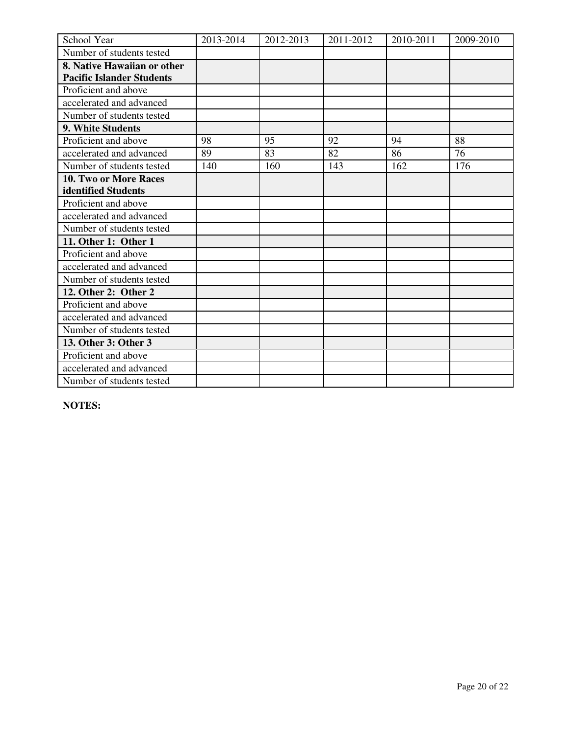| School Year | 2013-2014 | 2012-2013 | 2011-2012 | 2010-2011 | 2009-2010 |
|---|---|---|---|---|---|
| Number of students tested | | | | | |
| **8. Native Hawaiian or other Pacific Islander Students** | | | | | |
| Proficient and above | | | | | |
| accelerated and advanced | | | | | |
| Number of students tested | | | | | |
| **9. White Students** | | | | | |
| Proficient and above | 98 | 95 | 92 | 94 | 88 |
| accelerated and advanced | 89 | 83 | 82 | 86 | 76 |
| Number of students tested | 140 | 160 | 143 | 162 | 176 |
| **10. Two or More Races identified Students** | | | | | |
| Proficient and above | | | | | |
| accelerated and advanced | | | | | |
| Number of students tested | | | | | |
| **11. Other 1: Other 1** | | | | | |
| Proficient and above | | | | | |
| accelerated and advanced | | | | | |
| Number of students tested | | | | | |
| **12. Other 2: Other 2** | | | | | |
| Proficient and above | | | | | |
| accelerated and advanced | | | | | |
| Number of students tested | | | | | |
| **13. Other 3: Other 3** | | | | | |
| Proficient and above | | | | | |
| accelerated and advanced | | | | | |
| Number of students tested | | | | | |

**NOTES:**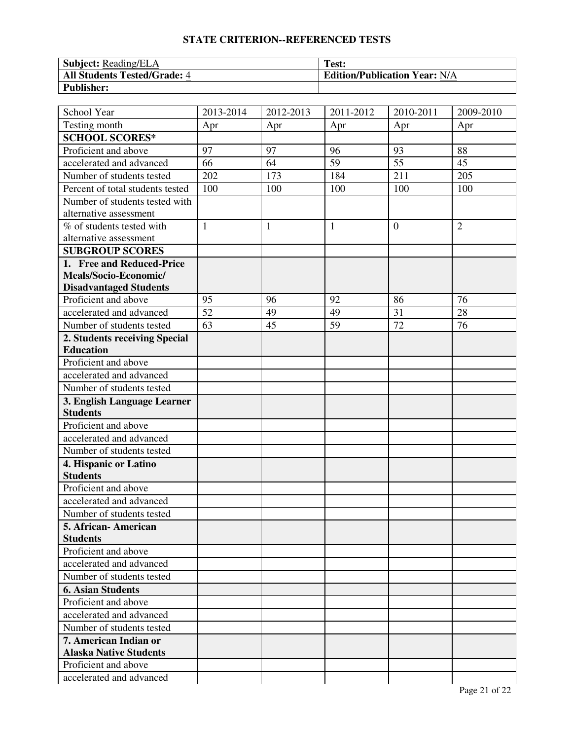## STATE CRITERION--REFERENCED TESTS

| **Subject:** Reading/ELA | **Test:** |
|---|---|
| **All Students Tested/Grade:** 4 | **Edition/Publication Year:** N/A |
| **Publisher:** | |

| School Year | 2013-2014 | 2012-2013 | 2011-2012 | 2010-2011 | 2009-2010 |
|---|---|---|---|---|---|
| Testing month | Apr | Apr | Apr | Apr | Apr |
| **SCHOOL SCORES*** | | | | | |
| Proficient and above | 97 | 97 | 96 | 93 | 88 |
| accelerated and advanced | 66 | 64 | 59 | 55 | 45 |
| Number of students tested | 202 | 173 | 184 | 211 | 205 |
| Percent of total students tested | 100 | 100 | 100 | 100 | 100 |
| Number of students tested with alternative assessment | | | | | |
| % of students tested with alternative assessment | 1 | 1 | 1 | 0 | 2 |
| **SUBGROUP SCORES** | | | | | |
| **1. Free and Reduced-Price Meals/Socio-Economic/ Disadvantaged Students** | | | | | |
| Proficient and above | 95 | 96 | 92 | 86 | 76 |
| accelerated and advanced | 52 | 49 | 49 | 31 | 28 |
| Number of students tested | 63 | 45 | 59 | 72 | 76 |
| **2. Students receiving Special Education** | | | | | |
| Proficient and above | | | | | |
| accelerated and advanced | | | | | |
| Number of students tested | | | | | |
| **3. English Language Learner Students** | | | | | |
| Proficient and above | | | | | |
| accelerated and advanced | | | | | |
| Number of students tested | | | | | |
| **4. Hispanic or Latino Students** | | | | | |
| Proficient and above | | | | | |
| accelerated and advanced | | | | | |
| Number of students tested | | | | | |
| **5. African- American Students** | | | | | |
| Proficient and above | | | | | |
| accelerated and advanced | | | | | |
| Number of students tested | | | | | |
| **6. Asian Students** | | | | | |
| Proficient and above | | | | | |
| accelerated and advanced | | | | | |
| Number of students tested | | | | | |
| **7. American Indian or Alaska Native Students** | | | | | |
| Proficient and above | | | | | |
| accelerated and advanced | | | | | |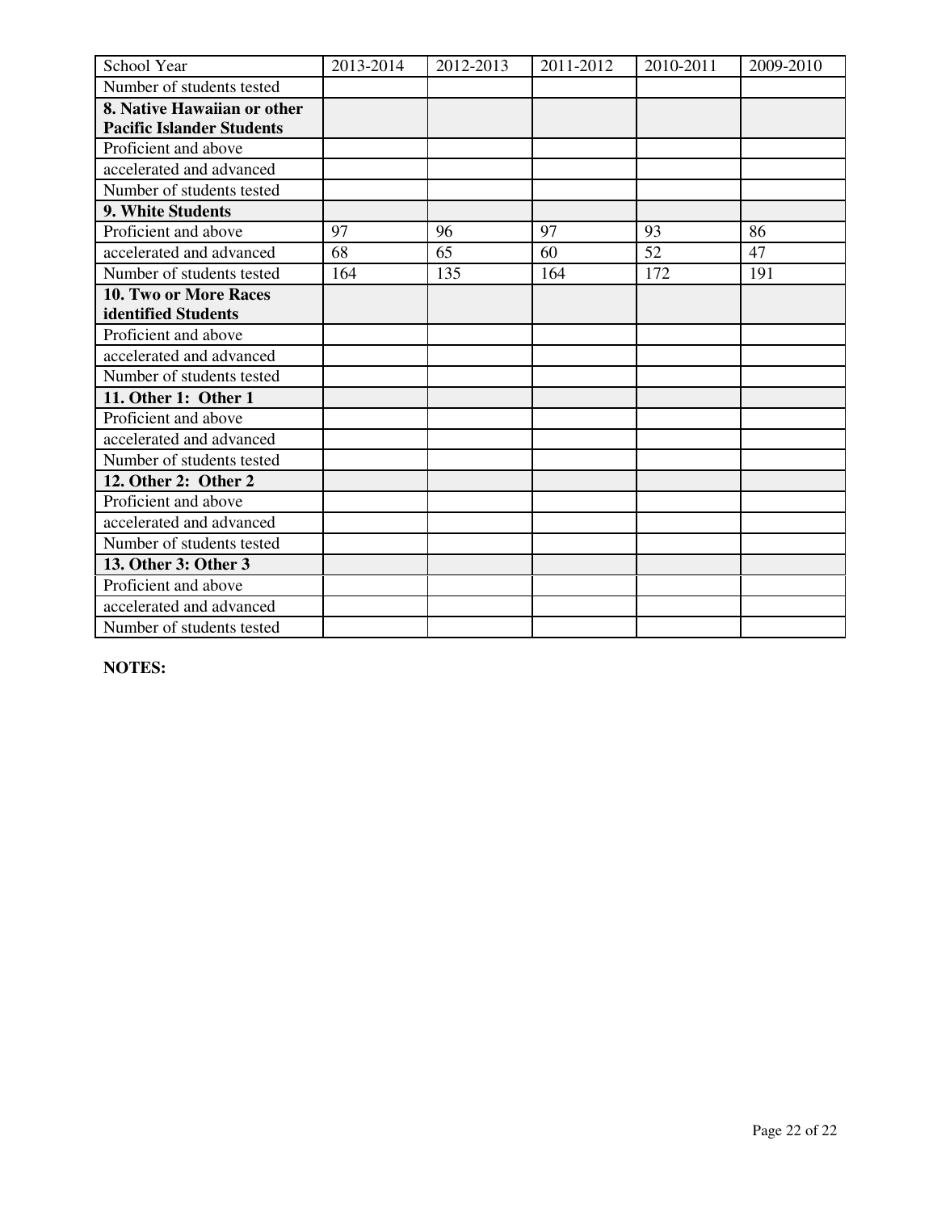| School Year | 2013-2014 | 2012-2013 | 2011-2012 | 2010-2011 | 2009-2010 |
|---|---|---|---|---|---|
| Number of students tested | | | | | |
| **8. Native Hawaiian or other Pacific Islander Students** | | | | | |
| Proficient and above | | | | | |
| accelerated and advanced | | | | | |
| Number of students tested | | | | | |
| **9. White Students** | | | | | |
| Proficient and above | 97 | 96 | 97 | 93 | 86 |
| accelerated and advanced | 68 | 65 | 60 | 52 | 47 |
| Number of students tested | 164 | 135 | 164 | 172 | 191 |
| **10. Two or More Races identified Students** | | | | | |
| Proficient and above | | | | | |
| accelerated and advanced | | | | | |
| Number of students tested | | | | | |
| **11. Other 1: Other 1** | | | | | |
| Proficient and above | | | | | |
| accelerated and advanced | | | | | |
| Number of students tested | | | | | |
| **12. Other 2: Other 2** | | | | | |
| Proficient and above | | | | | |
| accelerated and advanced | | | | | |
| Number of students tested | | | | | |
| **13. Other 3: Other 3** | | | | | |
| Proficient and above | | | | | |
| accelerated and advanced | | | | | |
| Number of students tested | | | | | |

**NOTES:**